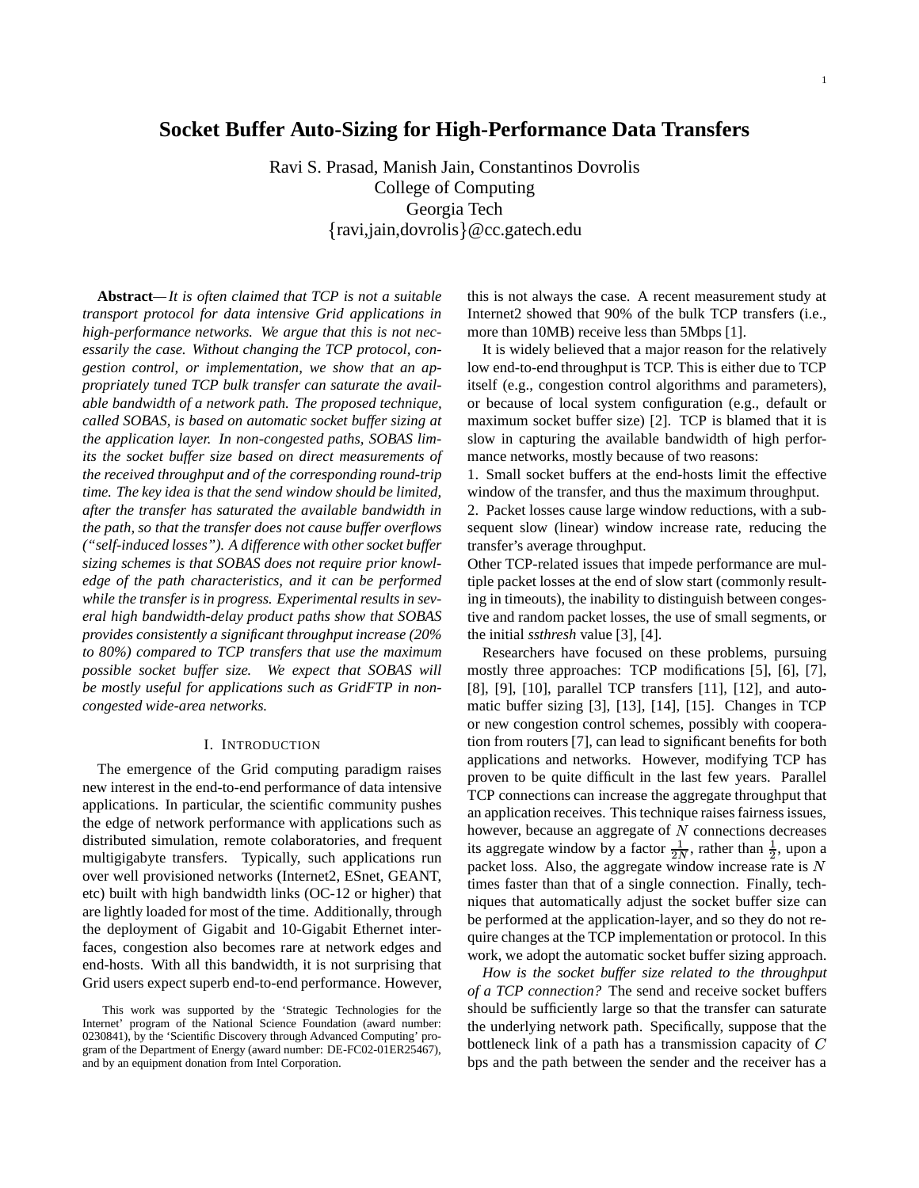# Socket Buffer Auto-Sizing for High-Performance Data Transfers

Ravi S. Prasad, Manish Jain, Constantinos Dovrolis
College of Computing
Georgia Tech
{ravi,jain,dovrolis}@cc.gatech.edu

**Abstract**—*It is often claimed that TCP is not a suitable transport protocol for data intensive Grid applications in high-performance networks. We argue that this is not necessarily the case. Without changing the TCP protocol, congestion control, or implementation, we show that an appropriately tuned TCP bulk transfer can saturate the available bandwidth of a network path. The proposed technique, called SOBAS, is based on automatic socket buffer sizing at the application layer. In non-congested paths, SOBAS limits the socket buffer size based on direct measurements of the received throughput and of the corresponding round-trip time. The key idea is that the send window should be limited, after the transfer has saturated the available bandwidth in the path, so that the transfer does not cause buffer overflows ("self-induced losses"). A difference with other socket buffer sizing schemes is that SOBAS does not require prior knowledge of the path characteristics, and it can be performed while the transfer is in progress. Experimental results in several high bandwidth-delay product paths show that SOBAS provides consistently a significant throughput increase (20% to 80%) compared to TCP transfers that use the maximum possible socket buffer size. We expect that SOBAS will be mostly useful for applications such as GridFTP in non-congested wide-area networks.*

## I. Introduction

The emergence of the Grid computing paradigm raises new interest in the end-to-end performance of data intensive applications. In particular, the scientific community pushes the edge of network performance with applications such as distributed simulation, remote colaboratories, and frequent multigigabyte transfers. Typically, such applications run over well provisioned networks (Internet2, ESnet, GEANT, etc) built with high bandwidth links (OC-12 or higher) that are lightly loaded for most of the time. Additionally, through the deployment of Gigabit and 10-Gigabit Ethernet interfaces, congestion also becomes rare at network edges and end-hosts. With all this bandwidth, it is not surprising that Grid users expect superb end-to-end performance. However, this is not always the case. A recent measurement study at Internet2 showed that 90% of the bulk TCP transfers (i.e., more than 10MB) receive less than 5Mbps [1].

It is widely believed that a major reason for the relatively low end-to-end throughput is TCP. This is either due to TCP itself (e.g., congestion control algorithms and parameters), or because of local system configuration (e.g., default or maximum socket buffer size) [2]. TCP is blamed that it is slow in capturing the available bandwidth of high performance networks, mostly because of two reasons:

1. Small socket buffers at the end-hosts limit the effective window of the transfer, and thus the maximum throughput.
2. Packet losses cause large window reductions, with a subsequent slow (linear) window increase rate, reducing the transfer's average throughput.

Other TCP-related issues that impede performance are multiple packet losses at the end of slow start (commonly resulting in timeouts), the inability to distinguish between congestive and random packet losses, the use of small segments, or the initial *ssthresh* value [3], [4].

Researchers have focused on these problems, pursuing mostly three approaches: TCP modifications [5], [6], [7], [8], [9], [10], parallel TCP transfers [11], [12], and automatic buffer sizing [3], [13], [14], [15]. Changes in TCP or new congestion control schemes, possibly with cooperation from routers [7], can lead to significant benefits for both applications and networks. However, modifying TCP has proven to be quite difficult in the last few years. Parallel TCP connections can increase the aggregate throughput that an application receives. This technique raises fairness issues, however, because an aggregate of $N$ connections decreases its aggregate window by a factor $\frac{1}{2N}$, rather than $\frac{1}{2}$, upon a packet loss. Also, the aggregate window increase rate is $N$ times faster than that of a single connection. Finally, techniques that automatically adjust the socket buffer size can be performed at the application-layer, and so they do not require changes at the TCP implementation or protocol. In this work, we adopt the automatic socket buffer sizing approach.

*How is the socket buffer size related to the throughput of a TCP connection?* The send and receive socket buffers should be sufficiently large so that the transfer can saturate the underlying network path. Specifically, suppose that the bottleneck link of a path has a transmission capacity of $C$ bps and the path between the sender and the receiver has a

This work was supported by the 'Strategic Technologies for the Internet' program of the National Science Foundation (award number: 0230841), by the 'Scientific Discovery through Advanced Computing' program of the Department of Energy (award number: DE-FC02-01ER25467), and by an equipment donation from Intel Corporation.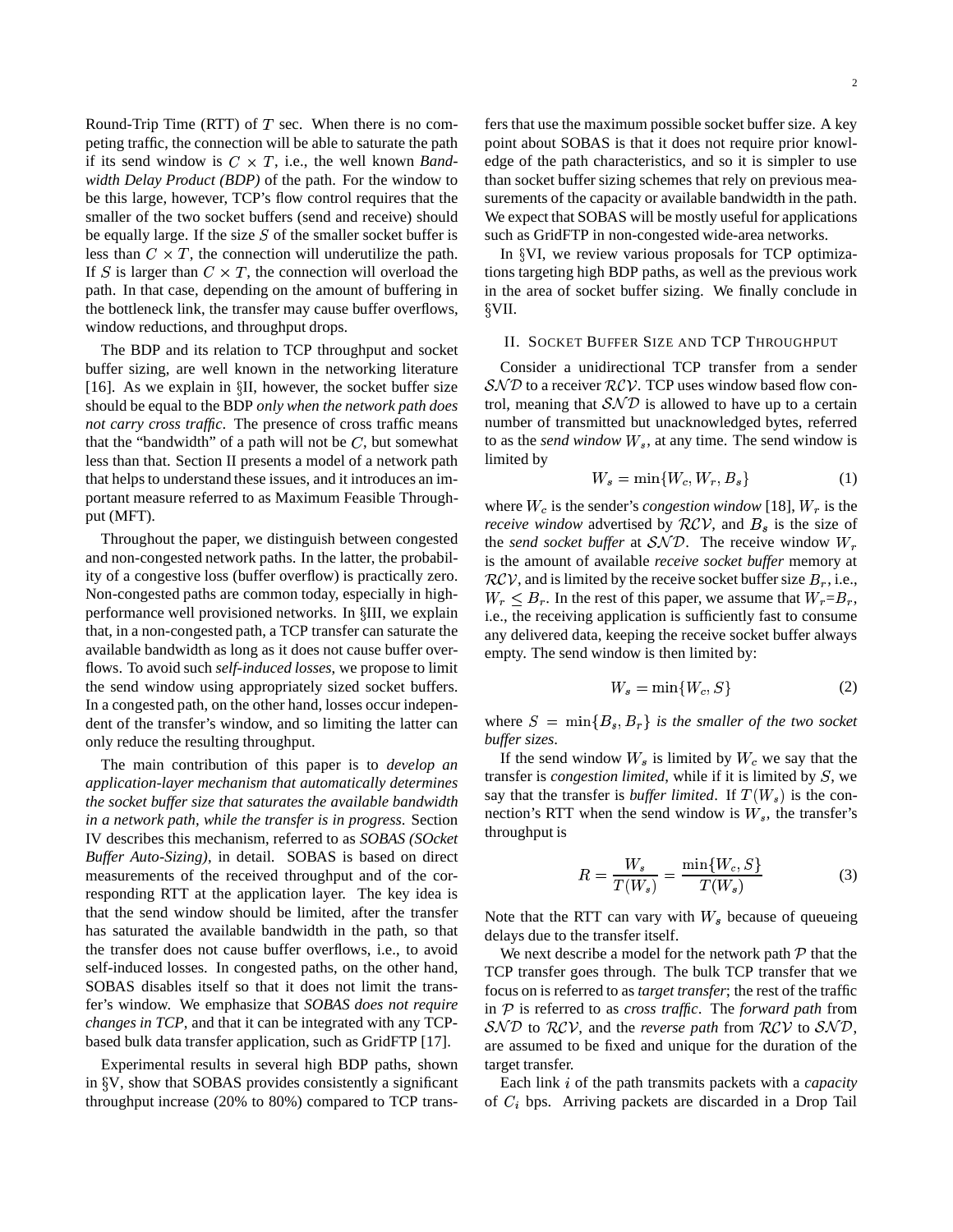Round-Trip Time (RTT) of $T$ sec. When there is no competing traffic, the connection will be able to saturate the path if its send window is $C \times T$, i.e., the well known *Bandwidth Delay Product (BDP)* of the path. For the window to be this large, however, TCP's flow control requires that the smaller of the two socket buffers (send and receive) should be equally large. If the size $S$ of the smaller socket buffer is less than $C \times T$, the connection will underutilize the path. If $S$ is larger than $C \times T$, the connection will overload the path. In that case, depending on the amount of buffering in the bottleneck link, the transfer may cause buffer overflows, window reductions, and throughput drops.

The BDP and its relation to TCP throughput and socket buffer sizing, are well known in the networking literature [16]. As we explain in §II, however, the socket buffer size should be equal to the BDP *only when the network path does not carry cross traffic*. The presence of cross traffic means that the "bandwidth" of a path will not be $C$, but somewhat less than that. Section II presents a model of a network path that helps to understand these issues, and it introduces an important measure referred to as Maximum Feasible Throughput (MFT).

Throughout the paper, we distinguish between congested and non-congested network paths. In the latter, the probability of a congestive loss (buffer overflow) is practically zero. Non-congested paths are common today, especially in high-performance well provisioned networks. In §III, we explain that, in a non-congested path, a TCP transfer can saturate the available bandwidth as long as it does not cause buffer overflows. To avoid such *self-induced losses*, we propose to limit the send window using appropriately sized socket buffers. In a congested path, on the other hand, losses occur independent of the transfer's window, and so limiting the latter can only reduce the resulting throughput.

The main contribution of this paper is to *develop an application-layer mechanism that automatically determines the socket buffer size that saturates the available bandwidth in a network path, while the transfer is in progress*. Section IV describes this mechanism, referred to as *SOBAS (SOcket Buffer Auto-Sizing)*, in detail. SOBAS is based on direct measurements of the received throughput and of the corresponding RTT at the application layer. The key idea is that the send window should be limited, after the transfer has saturated the available bandwidth in the path, so that the transfer does not cause buffer overflows, i.e., to avoid self-induced losses. In congested paths, on the other hand, SOBAS disables itself so that it does not limit the transfer's window. We emphasize that *SOBAS does not require changes in TCP*, and that it can be integrated with any TCP-based bulk data transfer application, such as GridFTP [17].

Experimental results in several high BDP paths, shown in §V, show that SOBAS provides consistently a significant throughput increase (20% to 80%) compared to TCP transfers that use the maximum possible socket buffer size. A key point about SOBAS is that it does not require prior knowledge of the path characteristics, and so it is simpler to use than socket buffer sizing schemes that rely on previous measurements of the capacity or available bandwidth in the path. We expect that SOBAS will be mostly useful for applications such as GridFTP in non-congested wide-area networks.

In §VI, we review various proposals for TCP optimizations targeting high BDP paths, as well as the previous work in the area of socket buffer sizing. We finally conclude in §VII.

## II. Socket Buffer Size and TCP Throughput

Consider a unidirectional TCP transfer from a sender $\mathcal{SND}$ to a receiver $\mathcal{RCV}$. TCP uses window based flow control, meaning that $\mathcal{SND}$ is allowed to have up to a certain number of transmitted but unacknowledged bytes, referred to as the *send window* $W_s$, at any time. The send window is limited by

$$W_s = \min\{W_c, W_r, B_s\} \tag{1}$$

where $W_c$ is the sender's *congestion window* [18], $W_r$ is the *receive window* advertised by $\mathcal{RCV}$, and $B_s$ is the size of the *send socket buffer* at $\mathcal{SND}$. The receive window $W_r$ is the amount of available *receive socket buffer* memory at $\mathcal{RCV}$, and is limited by the receive socket buffer size $B_r$, i.e., $W_r \leq B_r$. In the rest of this paper, we assume that $W_r$=$B_r$, i.e., the receiving application is sufficiently fast to consume any delivered data, keeping the receive socket buffer always empty. The send window is then limited by:

$$W_s = \min\{W_c, S\} \tag{2}$$

where $S = \min\{B_s, B_r\}$ *is the smaller of the two socket buffer sizes*.

If the send window $W_s$ is limited by $W_c$ we say that the transfer is *congestion limited*, while if it is limited by $S$, we say that the transfer is *buffer limited*. If $T(W_s)$ is the connection's RTT when the send window is $W_s$, the transfer's throughput is

$$R = \frac{W_s}{T(W_s)} = \frac{\min\{W_c, S\}}{T(W_s)} \tag{3}$$

Note that the RTT can vary with $W_s$ because of queueing delays due to the transfer itself.

We next describe a model for the network path $\mathcal{P}$ that the TCP transfer goes through. The bulk TCP transfer that we focus on is referred to as *target transfer*; the rest of the traffic in $\mathcal{P}$ is referred to as *cross traffic*. The *forward path* from $\mathcal{SND}$ to $\mathcal{RCV}$, and the *reverse path* from $\mathcal{RCV}$ to $\mathcal{SND}$, are assumed to be fixed and unique for the duration of the target transfer.

Each link $i$ of the path transmits packets with a *capacity* of $C_i$ bps. Arriving packets are discarded in a Drop Tail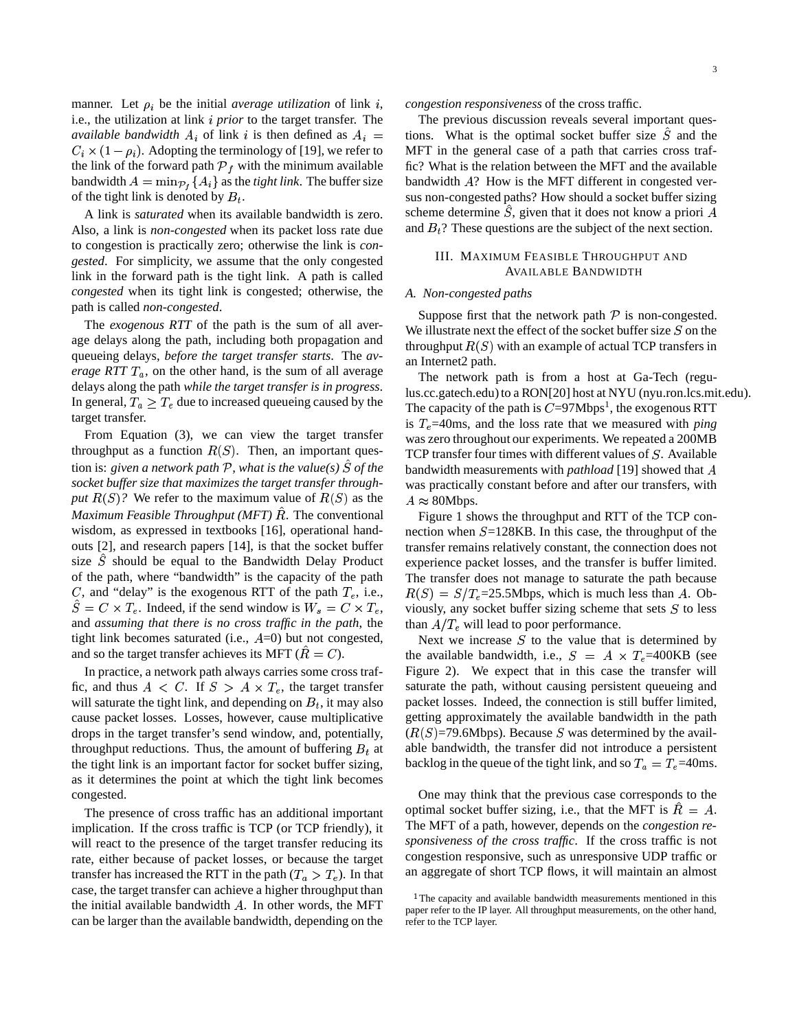manner. Let $\rho_i$ be the initial *average utilization* of link $i$, i.e., the utilization at link $i$ *prior* to the target transfer. The *available bandwidth* $A_i$ of link $i$ is then defined as $A_i = C_i \times (1 - \rho_i)$. Adopting the terminology of [19], we refer to the link of the forward path $\mathcal{P}_f$ with the minimum available bandwidth $A = \min_{\mathcal{P}_f}\{A_i\}$ as the *tight link*. The buffer size of the tight link is denoted by $B_t$.

A link is *saturated* when its available bandwidth is zero. Also, a link is *non-congested* when its packet loss rate due to congestion is practically zero; otherwise the link is *congested*. For simplicity, we assume that the only congested link in the forward path is the tight link. A path is called *congested* when its tight link is congested; otherwise, the path is called *non-congested*.

The *exogenous RTT* of the path is the sum of all average delays along the path, including both propagation and queueing delays, *before the target transfer starts*. The *average RTT* $T_a$, on the other hand, is the sum of all average delays along the path *while the target transfer is in progress*. In general, $T_a \geq T_e$ due to increased queueing caused by the target transfer.

From Equation (3), we can view the target transfer throughput as a function $R(S)$. Then, an important question is: *given a network path $\mathcal{P}$, what is the value(s) $\hat{S}$ of the socket buffer size that maximizes the target transfer throughput $R(S)$?* We refer to the maximum value of $R(S)$ as the *Maximum Feasible Throughput (MFT)* $\hat{R}$. The conventional wisdom, as expressed in textbooks [16], operational handouts [2], and research papers [14], is that the socket buffer size $\hat{S}$ should be equal to the Bandwidth Delay Product of the path, where "bandwidth" is the capacity of the path $C$, and "delay" is the exogenous RTT of the path $T_e$, i.e., $\hat{S} = C \times T_e$. Indeed, if the send window is $W_s = C \times T_e$, and *assuming that there is no cross traffic in the path*, the tight link becomes saturated (i.e., $A$=0) but not congested, and so the target transfer achieves its MFT ($\hat{R} = C$).

In practice, a network path always carries some cross traffic, and thus $A < C$. If $S > A \times T_e$, the target transfer will saturate the tight link, and depending on $B_t$, it may also cause packet losses. Losses, however, cause multiplicative drops in the target transfer's send window, and, potentially, throughput reductions. Thus, the amount of buffering $B_t$ at the tight link is an important factor for socket buffer sizing, as it determines the point at which the tight link becomes congested.

The presence of cross traffic has an additional important implication. If the cross traffic is TCP (or TCP friendly), it will react to the presence of the target transfer reducing its rate, either because of packet losses, or because the target transfer has increased the RTT in the path ($T_a > T_e$). In that case, the target transfer can achieve a higher throughput than the initial available bandwidth $A$. In other words, the MFT can be larger than the available bandwidth, depending on the *congestion responsiveness* of the cross traffic.

The previous discussion reveals several important questions. What is the optimal socket buffer size $\hat{S}$ and the MFT in the general case of a path that carries cross traffic? What is the relation between the MFT and the available bandwidth $A$? How is the MFT different in congested versus non-congested paths? How should a socket buffer sizing scheme determine $\hat{S}$, given that it does not know a priori $A$ and $B_t$? These questions are the subject of the next section.

## III. Maximum Feasible Throughput and Available Bandwidth

### A. Non-congested paths

Suppose first that the network path $\mathcal{P}$ is non-congested. We illustrate next the effect of the socket buffer size $S$ on the throughput $R(S)$ with an example of actual TCP transfers in an Internet2 path.

The network path is from a host at Ga-Tech (regulus.cc.gatech.edu) to a RON[20] host at NYU (nyu.ron.lcs.mit.edu). The capacity of the path is $C$=97Mbps[1], the exogenous RTT is $T_e$=40ms, and the loss rate that we measured with *ping* was zero throughout our experiments. We repeated a 200MB TCP transfer four times with different values of $S$. Available bandwidth measurements with *pathload* [19] showed that $A$ was practically constant before and after our transfers, with $A \approx$ 80Mbps.

Figure 1 shows the throughput and RTT of the TCP connection when $S$=128KB. In this case, the throughput of the transfer remains relatively constant, the connection does not experience packet losses, and the transfer is buffer limited. The transfer does not manage to saturate the path because $R(S) = S/T_e$=25.5Mbps, which is much less than $A$. Obviously, any socket buffer sizing scheme that sets $S$ to less than $A/T_e$ will lead to poor performance.

Next we increase $S$ to the value that is determined by the available bandwidth, i.e., $S = A \times T_e$=400KB (see Figure 2). We expect that in this case the transfer will saturate the path, without causing persistent queueing and packet losses. Indeed, the connection is still buffer limited, getting approximately the available bandwidth in the path ($R(S)$=79.6Mbps). Because $S$ was determined by the available bandwidth, the transfer did not introduce a persistent backlog in the queue of the tight link, and so $T_a = T_e$=40ms.

One may think that the previous case corresponds to the optimal socket buffer sizing, i.e., that the MFT is $\hat{R} = A$. The MFT of a path, however, depends on the *congestion responsiveness of the cross traffic*. If the cross traffic is not congestion responsive, such as unresponsive UDP traffic or an aggregate of short TCP flows, it will maintain an almost

[1] The capacity and available bandwidth measurements mentioned in this paper refer to the IP layer. All throughput measurements, on the other hand, refer to the TCP layer.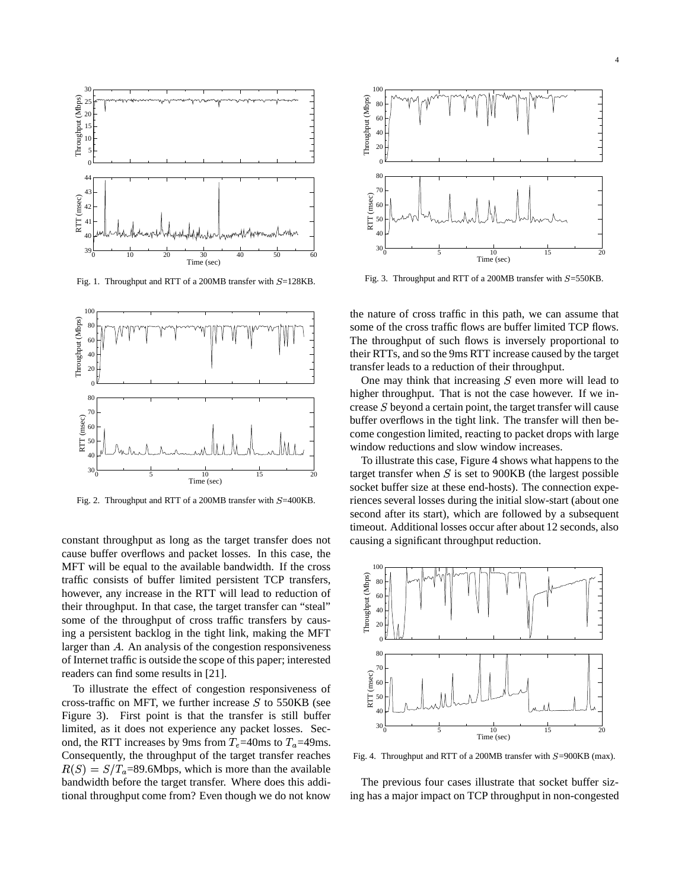Fig. 1. Throughput and RTT of a 200MB transfer with $S$=128KB.

Fig. 2. Throughput and RTT of a 200MB transfer with $S$=400KB.

constant throughput as long as the target transfer does not cause buffer overflows and packet losses. In this case, the MFT will be equal to the available bandwidth. If the cross traffic consists of buffer limited persistent TCP transfers, however, any increase in the RTT will lead to reduction of their throughput. In that case, the target transfer can "steal" some of the throughput of cross traffic transfers by causing a persistent backlog in the tight link, making the MFT larger than $A$. An analysis of the congestion responsiveness of Internet traffic is outside the scope of this paper; interested readers can find some results in [21].

To illustrate the effect of congestion responsiveness of cross-traffic on MFT, we further increase $S$ to 550KB (see Figure 3). First point is that the transfer is still buffer limited, as it does not experience any packet losses. Second, the RTT increases by 9ms from $T_e$=40ms to $T_a$=49ms. Consequently, the throughput of the target transfer reaches $R(S) = S/T_a$=89.6Mbps, which is more than the available bandwidth before the target transfer. Where does this additional throughput come from? Even though we do not know

Fig. 3. Throughput and RTT of a 200MB transfer with $S$=550KB.

the nature of cross traffic in this path, we can assume that some of the cross traffic flows are buffer limited TCP flows. The throughput of such flows is inversely proportional to their RTTs, and so the 9ms RTT increase caused by the target transfer leads to a reduction of their throughput.

One may think that increasing $S$ even more will lead to higher throughput. That is not the case however. If we increase $S$ beyond a certain point, the target transfer will cause buffer overflows in the tight link. The transfer will then become congestion limited, reacting to packet drops with large window reductions and slow window increases.

To illustrate this case, Figure 4 shows what happens to the target transfer when $S$ is set to 900KB (the largest possible socket buffer size at these end-hosts). The connection experiences several losses during the initial slow-start (about one second after its start), which are followed by a subsequent timeout. Additional losses occur after about 12 seconds, also causing a significant throughput reduction.

Fig. 4. Throughput and RTT of a 200MB transfer with $S$=900KB (max).

The previous four cases illustrate that socket buffer sizing has a major impact on TCP throughput in non-congested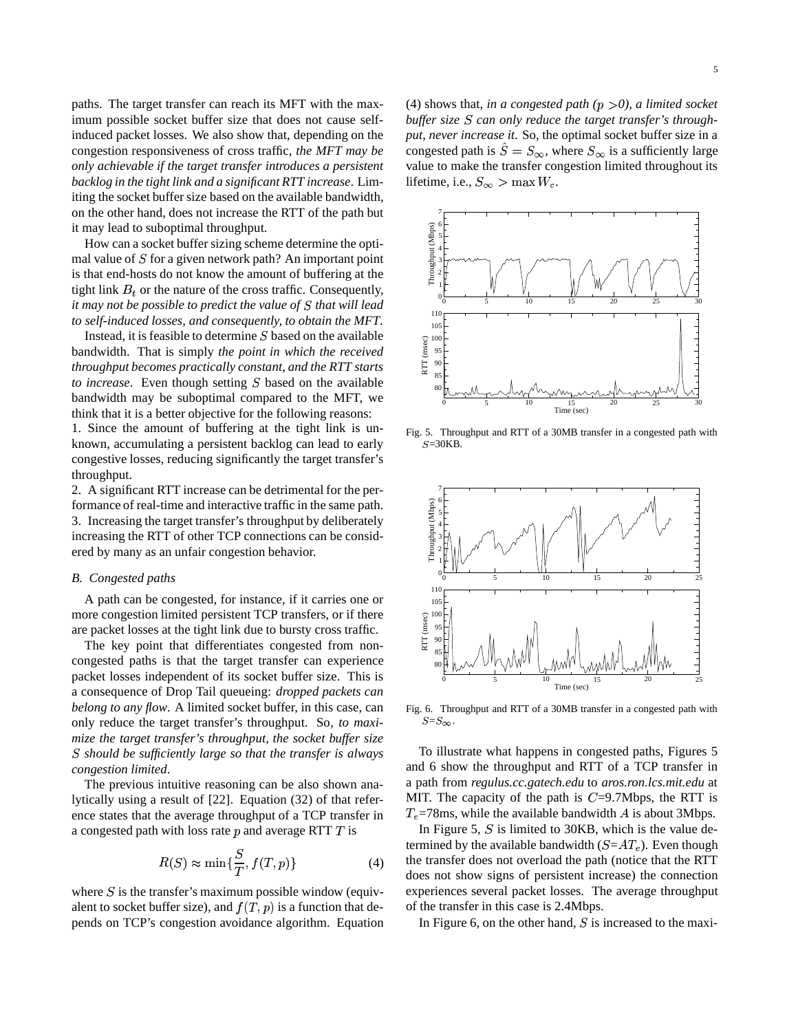paths. The target transfer can reach its MFT with the maximum possible socket buffer size that does not cause self-induced packet losses. We also show that, depending on the congestion responsiveness of cross traffic, *the MFT may be only achievable if the target transfer introduces a persistent backlog in the tight link and a significant RTT increase*. Limiting the socket buffer size based on the available bandwidth, on the other hand, does not increase the RTT of the path but it may lead to suboptimal throughput.

How can a socket buffer sizing scheme determine the optimal value of $S$ for a given network path? An important point is that end-hosts do not know the amount of buffering at the tight link $B_t$ or the nature of the cross traffic. Consequently, *it may not be possible to predict the value of $S$ that will lead to self-induced losses, and consequently, to obtain the MFT*.

Instead, it is feasible to determine $S$ based on the available bandwidth. That is simply *the point in which the received throughput becomes practically constant, and the RTT starts to increase*. Even though setting $S$ based on the available bandwidth may be suboptimal compared to the MFT, we think that it is a better objective for the following reasons:

1. Since the amount of buffering at the tight link is unknown, accumulating a persistent backlog can lead to early congestive losses, reducing significantly the target transfer's throughput.
2. A significant RTT increase can be detrimental for the performance of real-time and interactive traffic in the same path.
3. Increasing the target transfer's throughput by deliberately increasing the RTT of other TCP connections can be considered by many as an unfair congestion behavior.

### *B. Congested paths*

A path can be congested, for instance, if it carries one or more congestion limited persistent TCP transfers, or if there are packet losses at the tight link due to bursty cross traffic.

The key point that differentiates congested from non-congested paths is that the target transfer can experience packet losses independent of its socket buffer size. This is a consequence of Drop Tail queueing: *dropped packets can belong to any flow*. A limited socket buffer, in this case, can only reduce the target transfer's throughput. So, *to maximize the target transfer's throughput, the socket buffer size $S$ should be sufficiently large so that the transfer is always congestion limited*.

The previous intuitive reasoning can be also shown analytically using a result of [22]. Equation (32) of that reference states that the average throughput of a TCP transfer in a congested path with loss rate $p$ and average RTT $T$ is

$$R(S) \approx \min\{\frac{S}{T}, f(T,p)\} \tag{4}$$

where $S$ is the transfer's maximum possible window (equivalent to socket buffer size), and $f(T,p)$ is a function that depends on TCP's congestion avoidance algorithm. Equation (4) shows that, *in a congested path ($p>0$), a limited socket buffer size $S$ can only reduce the target transfer's throughput, never increase it*. So, the optimal socket buffer size in a congested path is $\hat{S} = S_\infty$, where $S_\infty$ is a sufficiently large value to make the transfer congestion limited throughout its lifetime, i.e., $S_\infty > \max W_c$.

Fig. 5. Throughput and RTT of a 30MB transfer in a congested path with $S$=30KB.

Fig. 6. Throughput and RTT of a 30MB transfer in a congested path with $S$=$S_\infty$.

To illustrate what happens in congested paths, Figures 5 and 6 show the throughput and RTT of a TCP transfer in a path from *regulus.cc.gatech.edu* to *aros.ron.lcs.mit.edu* at MIT. The capacity of the path is $C$=9.7Mbps, the RTT is $T_e$=78ms, while the available bandwidth $A$ is about 3Mbps.

In Figure 5, $S$ is limited to 30KB, which is the value determined by the available bandwidth ($S$=$AT_e$). Even though the transfer does not overload the path (notice that the RTT does not show signs of persistent increase) the connection experiences several packet losses. The average throughput of the transfer in this case is 2.4Mbps.

In Figure 6, on the other hand, $S$ is increased to the maxi-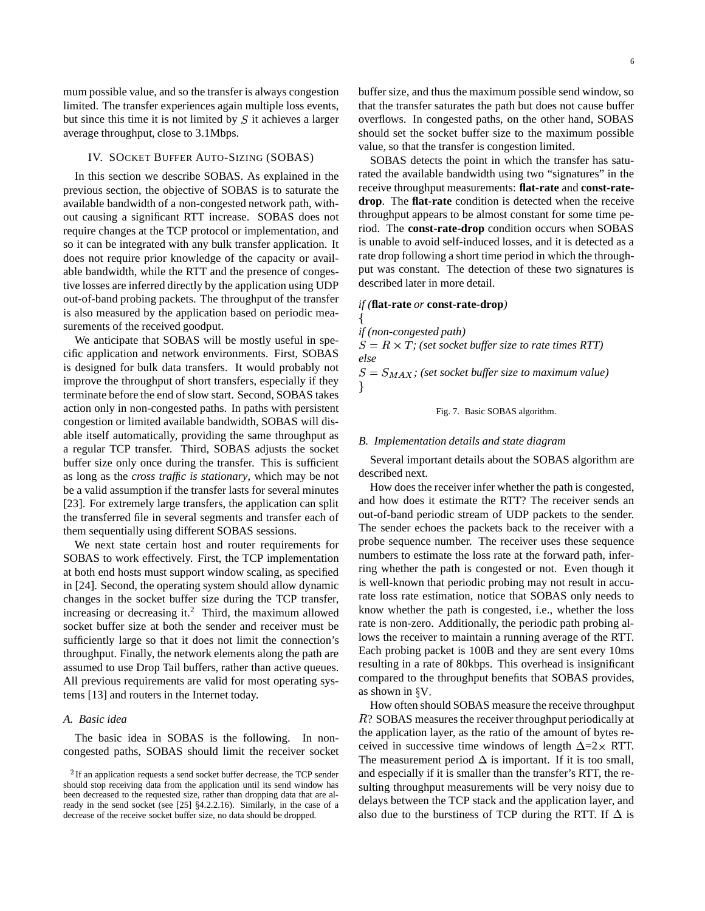mum possible value, and so the transfer is always congestion limited. The transfer experiences again multiple loss events, but since this time it is not limited by $S$ it achieves a larger average throughput, close to 3.1Mbps.

## IV. SOCKET BUFFER AUTO-SIZING (SOBAS)

In this section we describe SOBAS. As explained in the previous section, the objective of SOBAS is to saturate the available bandwidth of a non-congested network path, without causing a significant RTT increase. SOBAS does not require changes at the TCP protocol or implementation, and so it can be integrated with any bulk transfer application. It does not require prior knowledge of the capacity or available bandwidth, while the RTT and the presence of congestive losses are inferred directly by the application using UDP out-of-band probing packets. The throughput of the transfer is also measured by the application based on periodic measurements of the received goodput.

We anticipate that SOBAS will be mostly useful in specific application and network environments. First, SOBAS is designed for bulk data transfers. It would probably not improve the throughput of short transfers, especially if they terminate before the end of slow start. Second, SOBAS takes action only in non-congested paths. In paths with persistent congestion or limited available bandwidth, SOBAS will disable itself automatically, providing the same throughput as a regular TCP transfer. Third, SOBAS adjusts the socket buffer size only once during the transfer. This is sufficient as long as the *cross traffic is stationary*, which may be not be a valid assumption if the transfer lasts for several minutes [23]. For extremely large transfers, the application can split the transferred file in several segments and transfer each of them sequentially using different SOBAS sessions.

We next state certain host and router requirements for SOBAS to work effectively. First, the TCP implementation at both end hosts must support window scaling, as specified in [24]. Second, the operating system should allow dynamic changes in the socket buffer size during the TCP transfer, increasing or decreasing it.[2] Third, the maximum allowed socket buffer size at both the sender and receiver must be sufficiently large so that it does not limit the connection's throughput. Finally, the network elements along the path are assumed to use Drop Tail buffers, rather than active queues. All previous requirements are valid for most operating systems [13] and routers in the Internet today.

### A. Basic idea

The basic idea in SOBAS is the following. In non-congested paths, SOBAS should limit the receiver socket buffer size, and thus the maximum possible send window, so that the transfer saturates the path but does not cause buffer overflows. In congested paths, on the other hand, SOBAS should set the socket buffer size to the maximum possible value, so that the transfer is congestion limited.

SOBAS detects the point in which the transfer has saturated the available bandwidth using two "signatures" in the receive throughput measurements: **flat-rate** and **const-rate-drop**. The **flat-rate** condition is detected when the receive throughput appears to be almost constant for some time period. The **const-rate-drop** condition occurs when SOBAS is unable to avoid self-induced losses, and it is detected as a rate drop following a short time period in which the throughput was constant. The detection of these two signatures is described later in more detail.

*if (***flat-rate** *or* **const-rate-drop***)*
{
*if (non-congested path)*
$S = R \times T$*; (set socket buffer size to rate times RTT)*
*else*
$S = S_{MAX}$*; (set socket buffer size to maximum value)*
}

Fig. 7. Basic SOBAS algorithm.

### B. Implementation details and state diagram

Several important details about the SOBAS algorithm are described next.

How does the receiver infer whether the path is congested, and how does it estimate the RTT? The receiver sends an out-of-band periodic stream of UDP packets to the sender. The sender echoes the packets back to the receiver with a probe sequence number. The receiver uses these sequence numbers to estimate the loss rate at the forward path, inferring whether the path is congested or not. Even though it is well-known that periodic probing may not result in accurate loss rate estimation, notice that SOBAS only needs to know whether the path is congested, i.e., whether the loss rate is non-zero. Additionally, the periodic path probing allows the receiver to maintain a running average of the RTT. Each probing packet is 100B and they are sent every 10ms resulting in a rate of 80kbps. This overhead is insignificant compared to the throughput benefits that SOBAS provides, as shown in §V.

How often should SOBAS measure the receive throughput $R$? SOBAS measures the receiver throughput periodically at the application layer, as the ratio of the amount of bytes received in successive time windows of length $\Delta$=2$\times$ RTT. The measurement period $\Delta$ is important. If it is too small, and especially if it is smaller than the transfer's RTT, the resulting throughput measurements will be very noisy due to delays between the TCP stack and the application layer, and also due to the burstiness of TCP during the RTT. If $\Delta$ is

[2] If an application requests a send socket buffer decrease, the TCP sender should stop receiving data from the application until its send window has been decreased to the requested size, rather than dropping data that are already in the send socket (see [25] §4.2.2.16). Similarly, in the case of a decrease of the receive socket buffer size, no data should be dropped.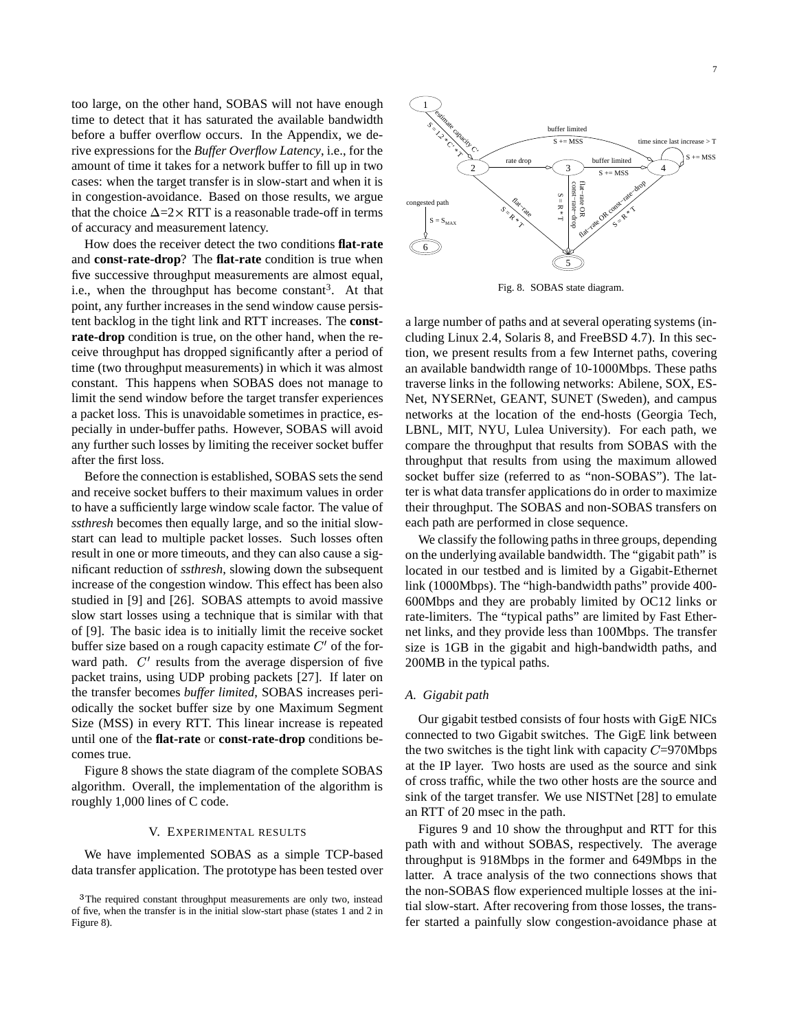too large, on the other hand, SOBAS will not have enough time to detect that it has saturated the available bandwidth before a buffer overflow occurs. In the Appendix, we derive expressions for the *Buffer Overflow Latency*, i.e., for the amount of time it takes for a network buffer to fill up in two cases: when the target transfer is in slow-start and when it is in congestion-avoidance. Based on those results, we argue that the choice $\Delta$=2$\times$ RTT is a reasonable trade-off in terms of accuracy and measurement latency.

How does the receiver detect the two conditions **flat-rate** and **const-rate-drop**? The **flat-rate** condition is true when five successive throughput measurements are almost equal, i.e., when the throughput has become constant[3]. At that point, any further increases in the send window cause persistent backlog in the tight link and RTT increases. The **const-rate-drop** condition is true, on the other hand, when the receive throughput has dropped significantly after a period of time (two throughput measurements) in which it was almost constant. This happens when SOBAS does not manage to limit the send window before the target transfer experiences a packet loss. This is unavoidable sometimes in practice, especially in under-buffer paths. However, SOBAS will avoid any further such losses by limiting the receiver socket buffer after the first loss.

Before the connection is established, SOBAS sets the send and receive socket buffers to their maximum values in order to have a sufficiently large window scale factor. The value of *ssthresh* becomes then equally large, and so the initial slow-start can lead to multiple packet losses. Such losses often result in one or more timeouts, and they can also cause a significant reduction of *ssthresh*, slowing down the subsequent increase of the congestion window. This effect has been also studied in [9] and [26]. SOBAS attempts to avoid massive slow start losses using a technique that is similar with that of [9]. The basic idea is to initially limit the receive socket buffer size based on a rough capacity estimate $C'$ of the forward path. $C'$ results from the average dispersion of five packet trains, using UDP probing packets [27]. If later on the transfer becomes *buffer limited*, SOBAS increases periodically the socket buffer size by one Maximum Segment Size (MSS) in every RTT. This linear increase is repeated until one of the **flat-rate** or **const-rate-drop** conditions becomes true.

Figure 8 shows the state diagram of the complete SOBAS algorithm. Overall, the implementation of the algorithm is roughly 1,000 lines of C code.

## V. Experimental results

We have implemented SOBAS as a simple TCP-based data transfer application. The prototype has been tested over a large number of paths and at several operating systems (including Linux 2.4, Solaris 8, and FreeBSD 4.7). In this section, we present results from a few Internet paths, covering an available bandwidth range of 10-1000Mbps. These paths traverse links in the following networks: Abilene, SOX, ESNet, NYSERNet, GEANT, SUNET (Sweden), and campus networks at the location of the end-hosts (Georgia Tech, LBNL, MIT, NYU, Lulea University). For each path, we compare the throughput that results from SOBAS with the throughput that results from using the maximum allowed socket buffer size (referred to as "non-SOBAS"). The latter is what data transfer applications do in order to maximize their throughput. The SOBAS and non-SOBAS transfers on each path are performed in close sequence.

Fig. 8. SOBAS state diagram.

We classify the following paths in three groups, depending on the underlying available bandwidth. The "gigabit path" is located in our testbed and is limited by a Gigabit-Ethernet link (1000Mbps). The "high-bandwidth paths" provide 400-600Mbps and they are probably limited by OC12 links or rate-limiters. The "typical paths" are limited by Fast Ethernet links, and they provide less than 100Mbps. The transfer size is 1GB in the gigabit and high-bandwidth paths, and 200MB in the typical paths.

### A. Gigabit path

Our gigabit testbed consists of four hosts with GigE NICs connected to two Gigabit switches. The GigE link between the two switches is the tight link with capacity $C$=970Mbps at the IP layer. Two hosts are used as the source and sink of cross traffic, while the two other hosts are the source and sink of the target transfer. We use NISTNet [28] to emulate an RTT of 20 msec in the path.

Figures 9 and 10 show the throughput and RTT for this path with and without SOBAS, respectively. The average throughput is 918Mbps in the former and 649Mbps in the latter. A trace analysis of the two connections shows that the non-SOBAS flow experienced multiple losses at the initial slow-start. After recovering from those losses, the transfer started a painfully slow congestion-avoidance phase at

[3] The required constant throughput measurements are only two, instead of five, when the transfer is in the initial slow-start phase (states 1 and 2 in Figure 8).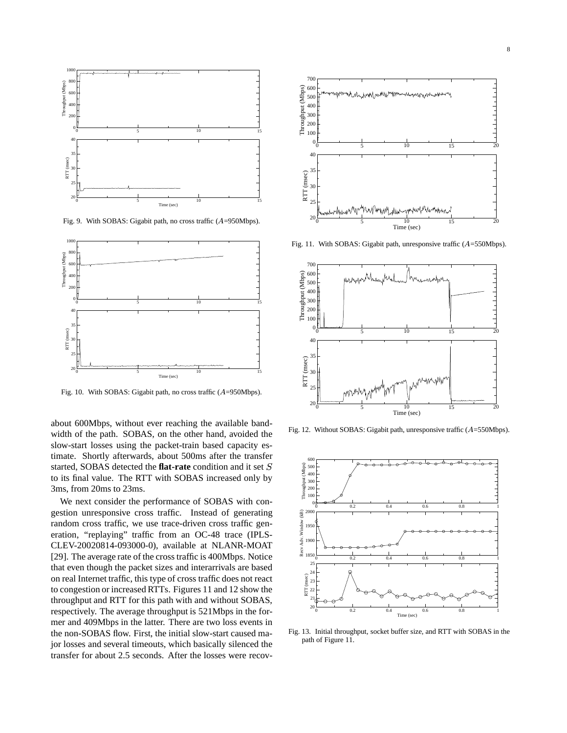Fig. 9. With SOBAS: Gigabit path, no cross traffic ($A$=950Mbps).

Fig. 10. With SOBAS: Gigabit path, no cross traffic ($A$=950Mbps).

about 600Mbps, without ever reaching the available bandwidth of the path. SOBAS, on the other hand, avoided the slow-start losses using the packet-train based capacity estimate. Shortly afterwards, about 500ms after the transfer started, SOBAS detected the **flat-rate** condition and it set $S$ to its final value. The RTT with SOBAS increased only by 3ms, from 20ms to 23ms.

We next consider the performance of SOBAS with congestion unresponsive cross traffic. Instead of generating random cross traffic, we use trace-driven cross traffic generation, "replaying" traffic from an OC-48 trace (IPLS-CLEV-20020814-093000-0), available at NLANR-MOAT [29]. The average rate of the cross traffic is 400Mbps. Notice that even though the packet sizes and interarrivals are based on real Internet traffic, this type of cross traffic does not react to congestion or increased RTTs. Figures 11 and 12 show the throughput and RTT for this path with and without SOBAS, respectively. The average throughput is 521Mbps in the former and 409Mbps in the latter. There are two loss events in the non-SOBAS flow. First, the initial slow-start caused major losses and several timeouts, which basically silenced the transfer for about 2.5 seconds. After the losses were recov-

Fig. 11. With SOBAS: Gigabit path, unresponsive traffic ($A$=550Mbps).

Fig. 12. Without SOBAS: Gigabit path, unresponsive traffic ($A$=550Mbps).

Fig. 13. Initial throughput, socket buffer size, and RTT with SOBAS in the path of Figure 11.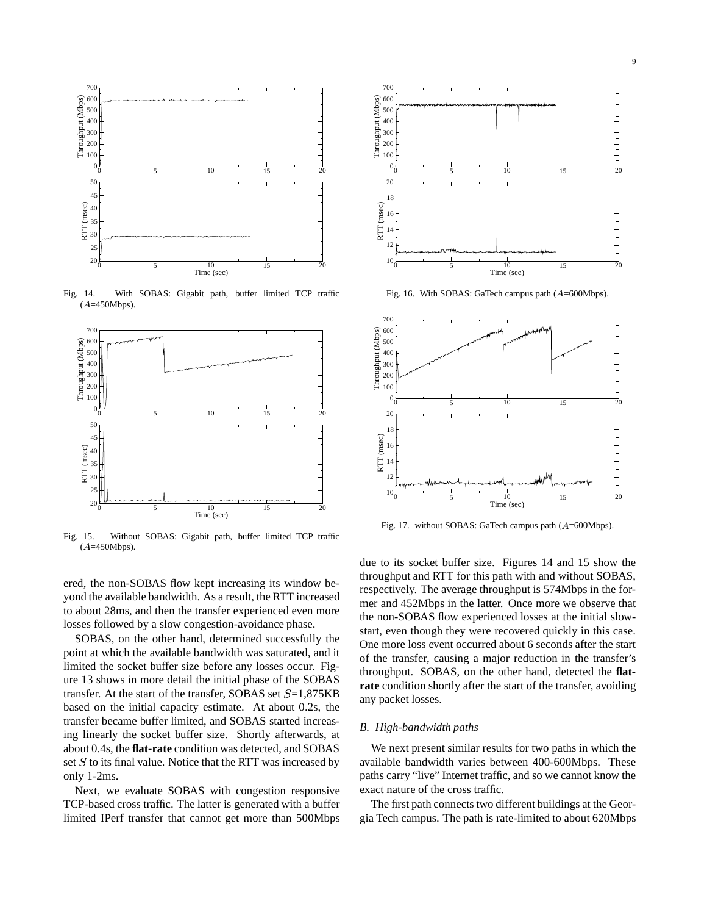Fig. 14. With SOBAS: Gigabit path, buffer limited TCP traffic ($A$=450Mbps).

Fig. 15. Without SOBAS: Gigabit path, buffer limited TCP traffic ($A$=450Mbps).

Fig. 16. With SOBAS: GaTech campus path ($A$=600Mbps).

Fig. 17. without SOBAS: GaTech campus path ($A$=600Mbps).

ered, the non-SOBAS flow kept increasing its window beyond the available bandwidth. As a result, the RTT increased to about 28ms, and then the transfer experienced even more losses followed by a slow congestion-avoidance phase.

SOBAS, on the other hand, determined successfully the point at which the available bandwidth was saturated, and it limited the socket buffer size before any losses occur. Figure 13 shows in more detail the initial phase of the SOBAS transfer. At the start of the transfer, SOBAS set $S$=1,875KB based on the initial capacity estimate. At about 0.2s, the transfer became buffer limited, and SOBAS started increasing linearly the socket buffer size. Shortly afterwards, at about 0.4s, the **flat-rate** condition was detected, and SOBAS set $S$ to its final value. Notice that the RTT was increased by only 1-2ms.

Next, we evaluate SOBAS with congestion responsive TCP-based cross traffic. The latter is generated with a buffer limited IPerf transfer that cannot get more than 500Mbps due to its socket buffer size. Figures 14 and 15 show the throughput and RTT for this path with and without SOBAS, respectively. The average throughput is 574Mbps in the former and 452Mbps in the latter. Once more we observe that the non-SOBAS flow experienced losses at the initial slow-start, even though they were recovered quickly in this case. One more loss event occurred about 6 seconds after the start of the transfer, causing a major reduction in the transfer's throughput. SOBAS, on the other hand, detected the **flat-rate** condition shortly after the start of the transfer, avoiding any packet losses.

### *B. High-bandwidth paths*

We next present similar results for two paths in which the available bandwidth varies between 400-600Mbps. These paths carry "live" Internet traffic, and so we cannot know the exact nature of the cross traffic.

The first path connects two different buildings at the Georgia Tech campus. The path is rate-limited to about 620Mbps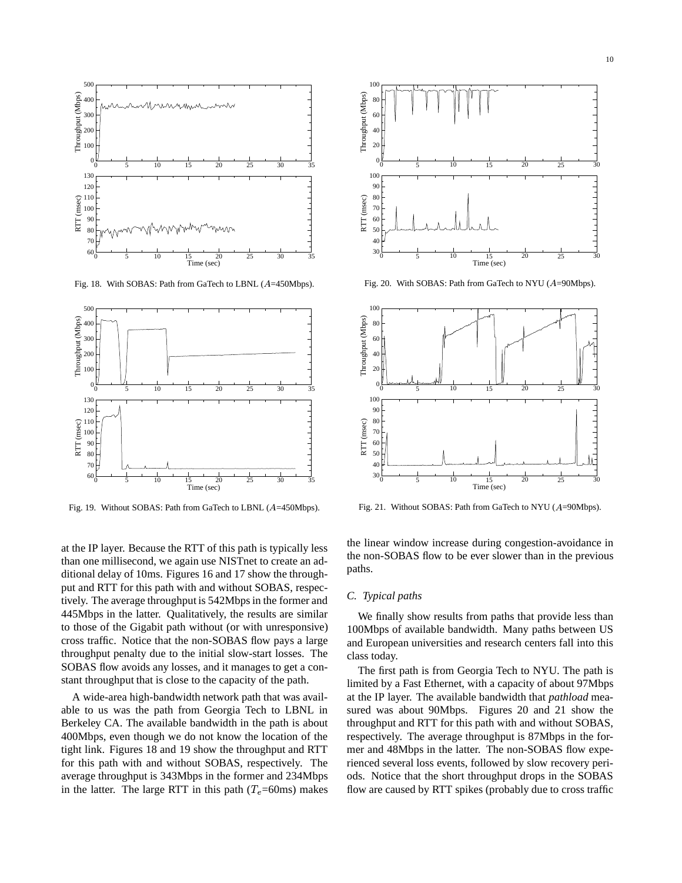Fig. 18. With SOBAS: Path from GaTech to LBNL ($A$=450Mbps).

Fig. 19. Without SOBAS: Path from GaTech to LBNL ($A$=450Mbps).

Fig. 20. With SOBAS: Path from GaTech to NYU ($A$=90Mbps).

Fig. 21. Without SOBAS: Path from GaTech to NYU ($A$=90Mbps).

at the IP layer. Because the RTT of this path is typically less than one millisecond, we again use NISTnet to create an additional delay of 10ms. Figures 16 and 17 show the throughput and RTT for this path with and without SOBAS, respectively. The average throughput is 542Mbps in the former and 445Mbps in the latter. Qualitatively, the results are similar to those of the Gigabit path without (or with unresponsive) cross traffic. Notice that the non-SOBAS flow pays a large throughput penalty due to the initial slow-start losses. The SOBAS flow avoids any losses, and it manages to get a constant throughput that is close to the capacity of the path.

A wide-area high-bandwidth network path that was available to us was the path from Georgia Tech to LBNL in Berkeley CA. The available bandwidth in the path is about 400Mbps, even though we do not know the location of the tight link. Figures 18 and 19 show the throughput and RTT for this path with and without SOBAS, respectively. The average throughput is 343Mbps in the former and 234Mbps in the latter. The large RTT in this path ($T_e$=60ms) makes the linear window increase during congestion-avoidance in the non-SOBAS flow to be ever slower than in the previous paths.

### C. *Typical paths*

We finally show results from paths that provide less than 100Mbps of available bandwidth. Many paths between US and European universities and research centers fall into this class today.

The first path is from Georgia Tech to NYU. The path is limited by a Fast Ethernet, with a capacity of about 97Mbps at the IP layer. The available bandwidth that *pathload* measured was about 90Mbps. Figures 20 and 21 show the throughput and RTT for this path with and without SOBAS, respectively. The average throughput is 87Mbps in the former and 48Mbps in the latter. The non-SOBAS flow experienced several loss events, followed by slow recovery periods. Notice that the short throughput drops in the SOBAS flow are caused by RTT spikes (probably due to cross traffic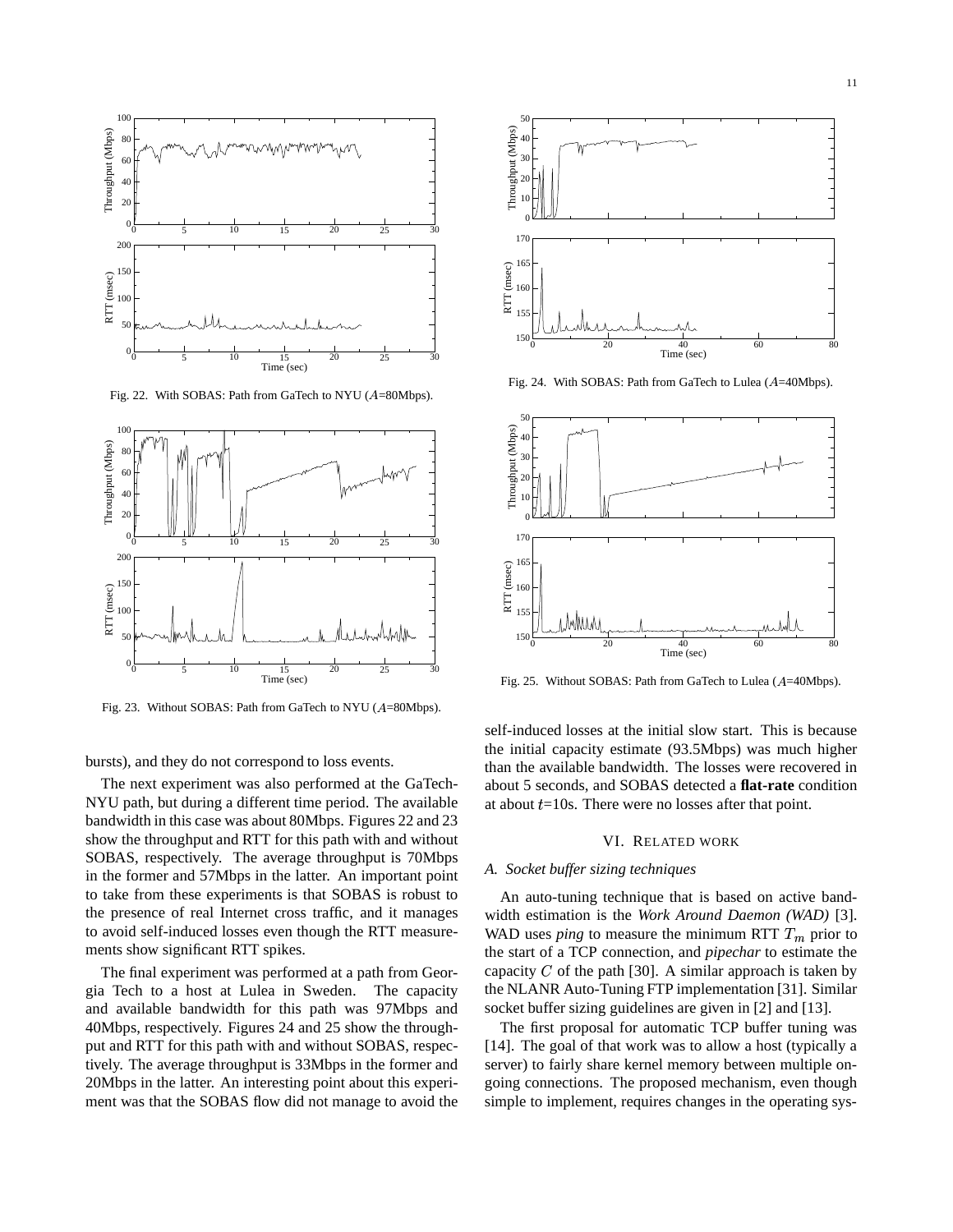Fig. 22. With SOBAS: Path from GaTech to NYU ($A$=80Mbps).

Fig. 23. Without SOBAS: Path from GaTech to NYU ($A$=80Mbps).

Fig. 24. With SOBAS: Path from GaTech to Lulea ($A$=40Mbps).

Fig. 25. Without SOBAS: Path from GaTech to Lulea ($A$=40Mbps).

bursts), and they do not correspond to loss events.

The next experiment was also performed at the GaTech-NYU path, but during a different time period. The available bandwidth in this case was about 80Mbps. Figures 22 and 23 show the throughput and RTT for this path with and without SOBAS, respectively. The average throughput is 70Mbps in the former and 57Mbps in the latter. An important point to take from these experiments is that SOBAS is robust to the presence of real Internet cross traffic, and it manages to avoid self-induced losses even though the RTT measurements show significant RTT spikes.

The final experiment was performed at a path from Georgia Tech to a host at Lulea in Sweden. The capacity and available bandwidth for this path was 97Mbps and 40Mbps, respectively. Figures 24 and 25 show the throughput and RTT for this path with and without SOBAS, respectively. The average throughput is 33Mbps in the former and 20Mbps in the latter. An interesting point about this experiment was that the SOBAS flow did not manage to avoid the self-induced losses at the initial slow start. This is because the initial capacity estimate (93.5Mbps) was much higher than the available bandwidth. The losses were recovered in about 5 seconds, and SOBAS detected a **flat-rate** condition at about $t$=10s. There were no losses after that point.

## VI. Related work

### A. Socket buffer sizing techniques

An auto-tuning technique that is based on active bandwidth estimation is the *Work Around Daemon (WAD)* [3]. WAD uses *ping* to measure the minimum RTT $T_m$ prior to the start of a TCP connection, and *pipechar* to estimate the capacity $C$ of the path [30]. A similar approach is taken by the NLANR Auto-Tuning FTP implementation [31]. Similar socket buffer sizing guidelines are given in [2] and [13].

The first proposal for automatic TCP buffer tuning was [14]. The goal of that work was to allow a host (typically a server) to fairly share kernel memory between multiple ongoing connections. The proposed mechanism, even though simple to implement, requires changes in the operating sys-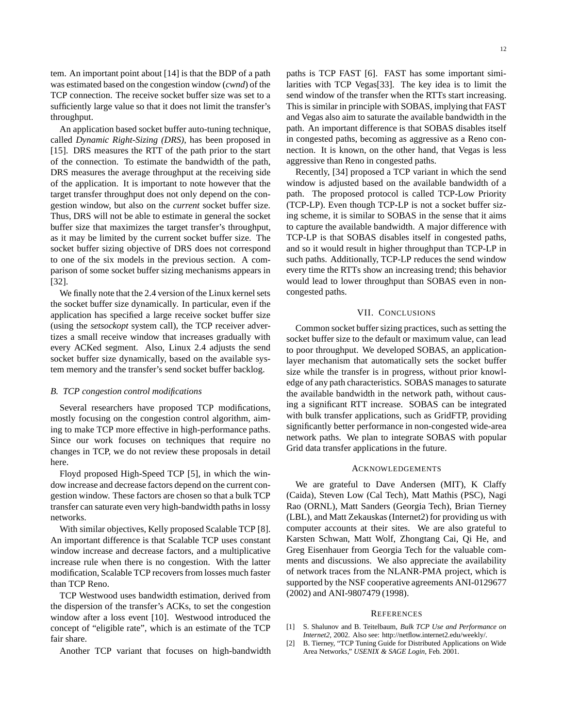tem. An important point about [14] is that the BDP of a path was estimated based on the congestion window (*cwnd*) of the TCP connection. The receive socket buffer size was set to a sufficiently large value so that it does not limit the transfer's throughput.

An application based socket buffer auto-tuning technique, called *Dynamic Right-Sizing (DRS)*, has been proposed in [15]. DRS measures the RTT of the path prior to the start of the connection. To estimate the bandwidth of the path, DRS measures the average throughput at the receiving side of the application. It is important to note however that the target transfer throughput does not only depend on the congestion window, but also on the *current* socket buffer size. Thus, DRS will not be able to estimate in general the socket buffer size that maximizes the target transfer's throughput, as it may be limited by the current socket buffer size. The socket buffer sizing objective of DRS does not correspond to one of the six models in the previous section. A comparison of some socket buffer sizing mechanisms appears in [32].

We finally note that the 2.4 version of the Linux kernel sets the socket buffer size dynamically. In particular, even if the application has specified a large receive socket buffer size (using the *setsockopt* system call), the TCP receiver advertizes a small receive window that increases gradually with every ACKed segment. Also, Linux 2.4 adjusts the send socket buffer size dynamically, based on the available system memory and the transfer's send socket buffer backlog.

### B. TCP congestion control modifications

Several researchers have proposed TCP modifications, mostly focusing on the congestion control algorithm, aiming to make TCP more effective in high-performance paths. Since our work focuses on techniques that require no changes in TCP, we do not review these proposals in detail here.

Floyd proposed High-Speed TCP [5], in which the window increase and decrease factors depend on the current congestion window. These factors are chosen so that a bulk TCP transfer can saturate even very high-bandwidth paths in lossy networks.

With similar objectives, Kelly proposed Scalable TCP [8]. An important difference is that Scalable TCP uses constant window increase and decrease factors, and a multiplicative increase rule when there is no congestion. With the latter modification, Scalable TCP recovers from losses much faster than TCP Reno.

TCP Westwood uses bandwidth estimation, derived from the dispersion of the transfer's ACKs, to set the congestion window after a loss event [10]. Westwood introduced the concept of "eligible rate", which is an estimate of the TCP fair share.

Another TCP variant that focuses on high-bandwidth paths is TCP FAST [6]. FAST has some important similarities with TCP Vegas[33]. The key idea is to limit the send window of the transfer when the RTTs start increasing. This is similar in principle with SOBAS, implying that FAST and Vegas also aim to saturate the available bandwidth in the path. An important difference is that SOBAS disables itself in congested paths, becoming as aggressive as a Reno connection. It is known, on the other hand, that Vegas is less aggressive than Reno in congested paths.

Recently, [34] proposed a TCP variant in which the send window is adjusted based on the available bandwidth of a path. The proposed protocol is called TCP-Low Priority (TCP-LP). Even though TCP-LP is not a socket buffer sizing scheme, it is similar to SOBAS in the sense that it aims to capture the available bandwidth. A major difference with TCP-LP is that SOBAS disables itself in congested paths, and so it would result in higher throughput than TCP-LP in such paths. Additionally, TCP-LP reduces the send window every time the RTTs show an increasing trend; this behavior would lead to lower throughput than SOBAS even in non-congested paths.

## VII. Conclusions

Common socket buffer sizing practices, such as setting the socket buffer size to the default or maximum value, can lead to poor throughput. We developed SOBAS, an application-layer mechanism that automatically sets the socket buffer size while the transfer is in progress, without prior knowledge of any path characteristics. SOBAS manages to saturate the available bandwidth in the network path, without causing a significant RTT increase. SOBAS can be integrated with bulk transfer applications, such as GridFTP, providing significantly better performance in non-congested wide-area network paths. We plan to integrate SOBAS with popular Grid data transfer applications in the future.

## Acknowledgements

We are grateful to Dave Andersen (MIT), K Claffy (Caida), Steven Low (Cal Tech), Matt Mathis (PSC), Nagi Rao (ORNL), Matt Sanders (Georgia Tech), Brian Tierney (LBL), and Matt Zekauskas (Internet2) for providing us with computer accounts at their sites. We are also grateful to Karsten Schwan, Matt Wolf, Zhongtang Cai, Qi He, and Greg Eisenhauer from Georgia Tech for the valuable comments and discussions. We also appreciate the availability of network traces from the NLANR-PMA project, which is supported by the NSF cooperative agreements ANI-0129677 (2002) and ANI-9807479 (1998).

## References

[1] S. Shalunov and B. Teitelbaum, *Bulk TCP Use and Performance on Internet2*, 2002. Also see: http://netflow.internet2.edu/weekly/.

[2] B. Tierney, "TCP Tuning Guide for Distributed Applications on Wide Area Networks," *USENIX & SAGE Login*, Feb. 2001.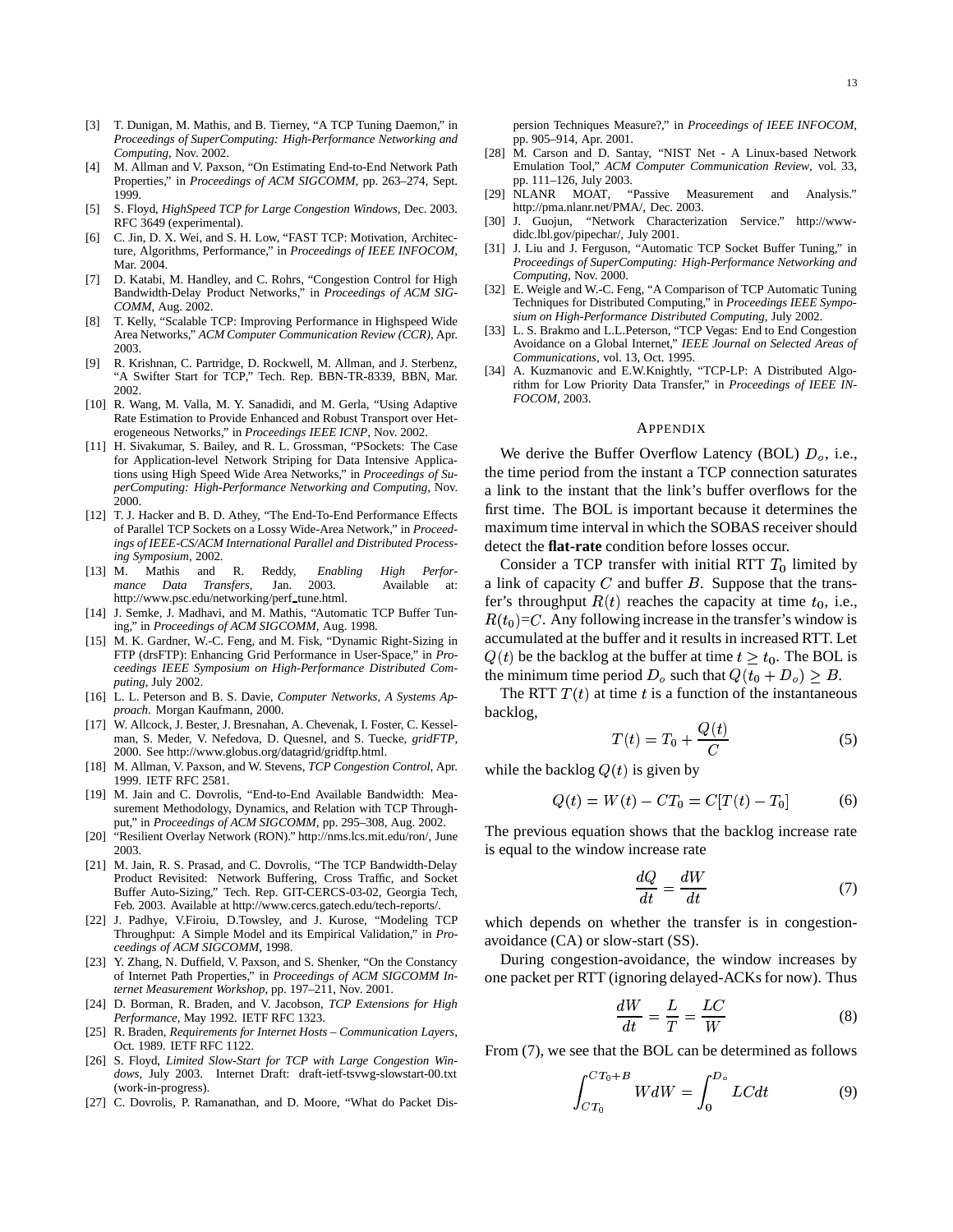[3] T. Dunigan, M. Mathis, and B. Tierney, “A TCP Tuning Daemon,” in *Proceedings of SuperComputing: High-Performance Networking and Computing*, Nov. 2002.

[4] M. Allman and V. Paxson, “On Estimating End-to-End Network Path Properties,” in *Proceedings of ACM SIGCOMM*, pp. 263–274, Sept. 1999.

[5] S. Floyd, *HighSpeed TCP for Large Congestion Windows*, Dec. 2003. RFC 3649 (experimental).

[6] C. Jin, D. X. Wei, and S. H. Low, “FAST TCP: Motivation, Architecture, Algorithms, Performance,” in *Proceedings of IEEE INFOCOM*, Mar. 2004.

[7] D. Katabi, M. Handley, and C. Rohrs, “Congestion Control for High Bandwidth-Delay Product Networks,” in *Proceedings of ACM SIGCOMM*, Aug. 2002.

[8] T. Kelly, “Scalable TCP: Improving Performance in Highspeed Wide Area Networks,” *ACM Computer Communication Review (CCR)*, Apr. 2003.

[9] R. Krishnan, C. Partridge, D. Rockwell, M. Allman, and J. Sterbenz, “A Swifter Start for TCP,” Tech. Rep. BBN-TR-8339, BBN, Mar. 2002.

[10] R. Wang, M. Valla, M. Y. Sanadidi, and M. Gerla, “Using Adaptive Rate Estimation to Provide Enhanced and Robust Transport over Heterogeneous Networks,” in *Proceedings IEEE ICNP*, Nov. 2002.

[11] H. Sivakumar, S. Bailey, and R. L. Grossman, “PSockets: The Case for Application-level Network Striping for Data Intensive Applications using High Speed Wide Area Networks,” in *Proceedings of SuperComputing: High-Performance Networking and Computing*, Nov. 2000.

[12] T. J. Hacker and B. D. Athey, “The End-To-End Performance Effects of Parallel TCP Sockets on a Lossy Wide-Area Network,” in *Proceedings of IEEE-CS/ACM International Parallel and Distributed Processing Symposium*, 2002.

[13] M. Mathis and R. Reddy, *Enabling High Performance Data Transfers*, Jan. 2003. Available at: http://www.psc.edu/networking/perf_tune.html.

[14] J. Semke, J. Madhavi, and M. Mathis, “Automatic TCP Buffer Tuning,” in *Proceedings of ACM SIGCOMM*, Aug. 1998.

[15] M. K. Gardner, W.-C. Feng, and M. Fisk, “Dynamic Right-Sizing in FTP (drsFTP): Enhancing Grid Performance in User-Space,” in *Proceedings IEEE Symposium on High-Performance Distributed Computing*, July 2002.

[16] L. L. Peterson and B. S. Davie, *Computer Networks, A Systems Approach*. Morgan Kaufmann, 2000.

[17] W. Allcock, J. Bester, J. Bresnahan, A. Chevenak, I. Foster, C. Kesselman, S. Meder, V. Nefedova, D. Quesnel, and S. Tuecke, *gridFTP*, 2000. See http://www.globus.org/datagrid/gridftp.html.

[18] M. Allman, V. Paxson, and W. Stevens, *TCP Congestion Control*, Apr. 1999. IETF RFC 2581.

[19] M. Jain and C. Dovrolis, “End-to-End Available Bandwidth: Measurement Methodology, Dynamics, and Relation with TCP Throughput,” in *Proceedings of ACM SIGCOMM*, pp. 295–308, Aug. 2002.

[20] “Resilient Overlay Network (RON).” http://nms.lcs.mit.edu/ron/, June 2003.

[21] M. Jain, R. S. Prasad, and C. Dovrolis, “The TCP Bandwidth-Delay Product Revisited: Network Buffering, Cross Traffic, and Socket Buffer Auto-Sizing,” Tech. Rep. GIT-CERCS-03-02, Georgia Tech, Feb. 2003. Available at http://www.cercs.gatech.edu/tech-reports/.

[22] J. Padhye, V.Firoiu, D.Towsley, and J. Kurose, “Modeling TCP Throughput: A Simple Model and its Empirical Validation,” in *Proceedings of ACM SIGCOMM*, 1998.

[23] Y. Zhang, N. Duffield, V. Paxson, and S. Shenker, “On the Constancy of Internet Path Properties,” in *Proceedings of ACM SIGCOMM Internet Measurement Workshop*, pp. 197–211, Nov. 2001.

[24] D. Borman, R. Braden, and V. Jacobson, *TCP Extensions for High Performance*, May 1992. IETF RFC 1323.

[25] R. Braden, *Requirements for Internet Hosts – Communication Layers*, Oct. 1989. IETF RFC 1122.

[26] S. Floyd, *Limited Slow-Start for TCP with Large Congestion Windows*, July 2003. Internet Draft: draft-ietf-tsvwg-slowstart-00.txt (work-in-progress).

[27] C. Dovrolis, P. Ramanathan, and D. Moore, “What do Packet Dispersion Techniques Measure?,” in *Proceedings of IEEE INFOCOM*, pp. 905–914, Apr. 2001.

[28] M. Carson and D. Santay, “NIST Net - A Linux-based Network Emulation Tool,” *ACM Computer Communication Review*, vol. 33, pp. 111–126, July 2003.

[29] NLANR MOAT, “Passive Measurement and Analysis.” http://pma.nlanr.net/PMA/, Dec. 2003.

[30] J. Guojun, “Network Characterization Service.” http://www-didc.lbl.gov/pipechar/, July 2001.

[31] J. Liu and J. Ferguson, “Automatic TCP Socket Buffer Tuning,” in *Proceedings of SuperComputing: High-Performance Networking and Computing*, Nov. 2000.

[32] E. Weigle and W.-C. Feng, “A Comparison of TCP Automatic Tuning Techniques for Distributed Computing,” in *Proceedings IEEE Symposium on High-Performance Distributed Computing*, July 2002.

[33] L. S. Brakmo and L.L.Peterson, “TCP Vegas: End to End Congestion Avoidance on a Global Internet,” *IEEE Journal on Selected Areas of Communications*, vol. 13, Oct. 1995.

[34] A. Kuzmanovic and E.W.Knightly, “TCP-LP: A Distributed Algorithm for Low Priority Data Transfer,” in *Proceedings of IEEE INFOCOM*, 2003.

## APPENDIX

We derive the Buffer Overflow Latency (BOL) $D_o$, i.e., the time period from the instant a TCP connection saturates a link to the instant that the link's buffer overflows for the first time. The BOL is important because it determines the maximum time interval in which the SOBAS receiver should detect the **flat-rate** condition before losses occur.

Consider a TCP transfer with initial RTT $T_0$ limited by a link of capacity $C$ and buffer $B$. Suppose that the transfer's throughput $R(t)$ reaches the capacity at time $t_0$, i.e., $R(t_0)$=$C$. Any following increase in the transfer's window is accumulated at the buffer and it results in increased RTT. Let $Q(t)$ be the backlog at the buffer at time $t \geq t_0$. The BOL is the minimum time period $D_o$ such that $Q(t_0 + D_o) \geq B$.

The RTT $T(t)$ at time $t$ is a function of the instantaneous backlog,

$$T(t) = T_0 + \frac{Q(t)}{C} \tag{5}$$

while the backlog $Q(t)$ is given by

$$Q(t) = W(t) - CT_0 = C[T(t) - T_0] \tag{6}$$

The previous equation shows that the backlog increase rate is equal to the window increase rate

$$\frac{dQ}{dt} = \frac{dW}{dt} \tag{7}$$

which depends on whether the transfer is in congestion-avoidance (CA) or slow-start (SS).

During congestion-avoidance, the window increases by one packet per RTT (ignoring delayed-ACKs for now). Thus

$$\frac{dW}{dt} = \frac{L}{T} = \frac{LC}{W} \tag{8}$$

From (7), we see that the BOL can be determined as follows

$$\int_{CT_0}^{CT_0+B} WdW = \int_0^{D_o} LCdt \tag{9}$$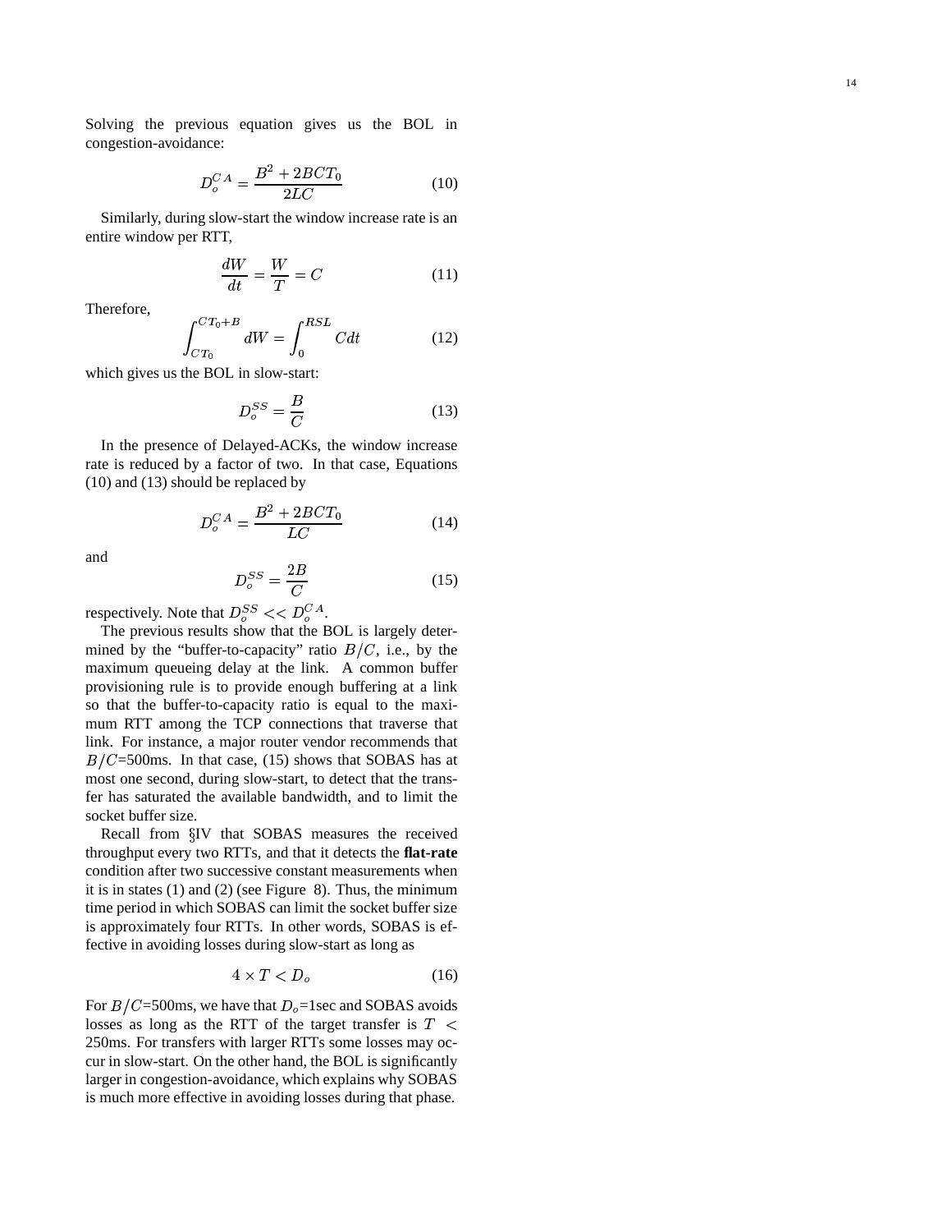Solving the previous equation gives us the BOL in congestion-avoidance:

$$D_o^{CA} = \frac{B^2 + 2BCT_0}{2LC} \tag{10}$$

Similarly, during slow-start the window increase rate is an entire window per RTT,

$$\frac{dW}{dt} = \frac{W}{T} = C \tag{11}$$

Therefore,

$$\int_{CT_0}^{CT_0+B} dW = \int_0^{RSL} C dt \tag{12}$$

which gives us the BOL in slow-start:

$$D_o^{SS} = \frac{B}{C} \tag{13}$$

In the presence of Delayed-ACKs, the window increase rate is reduced by a factor of two. In that case, Equations (10) and (13) should be replaced by

$$D_o^{CA} = \frac{B^2 + 2BCT_0}{LC} \tag{14}$$

and

$$D_o^{SS} = \frac{2B}{C} \tag{15}$$

respectively. Note that $D_o^{SS} << D_o^{CA}$.

The previous results show that the BOL is largely determined by the "buffer-to-capacity" ratio $B/C$, i.e., by the maximum queueing delay at the link. A common buffer provisioning rule is to provide enough buffering at a link so that the buffer-to-capacity ratio is equal to the maximum RTT among the TCP connections that traverse that link. For instance, a major router vendor recommends that $B/C$=500ms. In that case, (15) shows that SOBAS has at most one second, during slow-start, to detect that the transfer has saturated the available bandwidth, and to limit the socket buffer size.

Recall from §IV that SOBAS measures the received throughput every two RTTs, and that it detects the **flat-rate** condition after two successive constant measurements when it is in states (1) and (2) (see Figure 8). Thus, the minimum time period in which SOBAS can limit the socket buffer size is approximately four RTTs. In other words, SOBAS is effective in avoiding losses during slow-start as long as

$$4 \times T < D_o \tag{16}$$

For $B/C$=500ms, we have that $D_o$=1sec and SOBAS avoids losses as long as the RTT of the target transfer is $T <$ 250ms. For transfers with larger RTTs some losses may occur in slow-start. On the other hand, the BOL is significantly larger in congestion-avoidance, which explains why SOBAS is much more effective in avoiding losses during that phase.